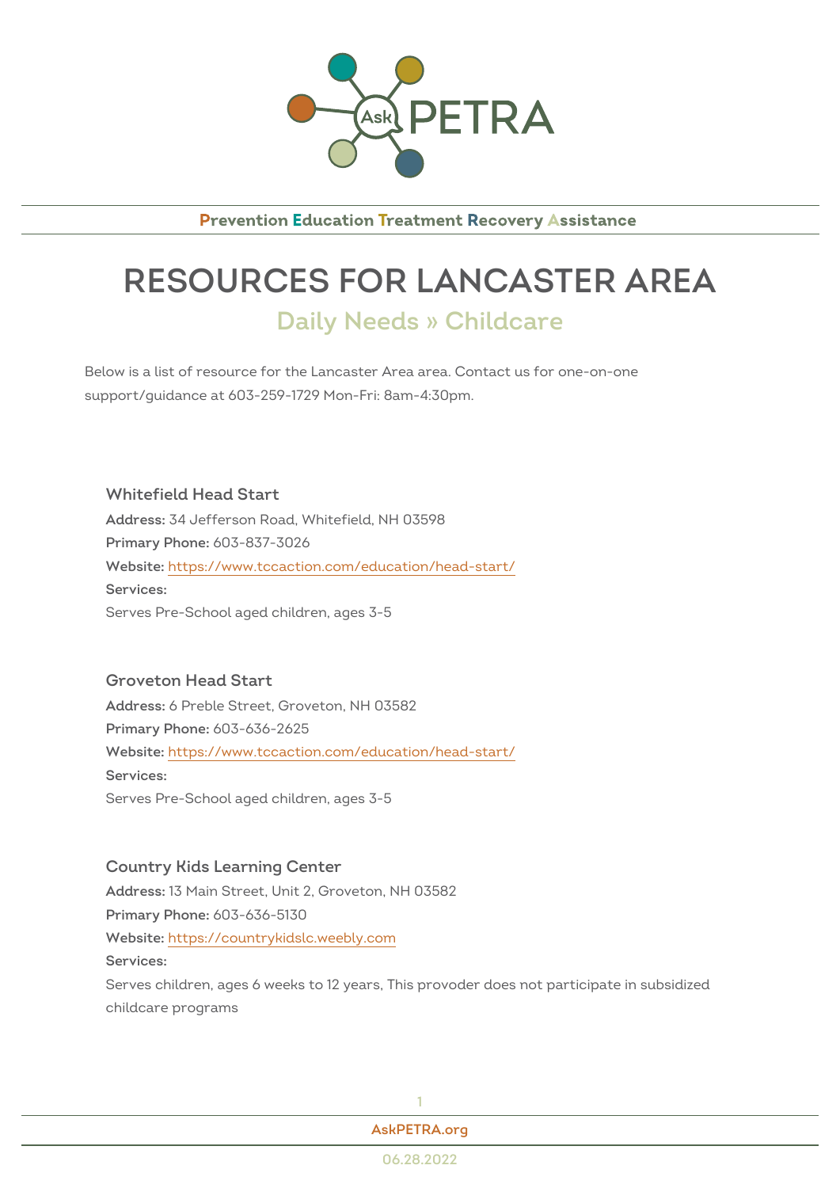Ask PETRA

**P**revention **E**ducation **T**reatment **R**ecovery **A**ssistance

# RESOURCES FOR LANCASTER AREA

## Daily Needs » Childcare

Below is a list of resource for the Lancaster Area area. Contact us for one-on-one support/guidance at 603-259-1729 Mon-Fri: 8am-4:30pm.

### Whitefield Head Start

**Address:** 34 Jefferson Road, Whitefield, NH 03598
**Primary Phone:** 603-837-3026
**Website:** https://www.tccaction.com/education/head-start/
**Services:**
Serves Pre-School aged children, ages 3-5

### Groveton Head Start

**Address:** 6 Preble Street, Groveton, NH 03582
**Primary Phone:** 603-636-2625
**Website:** https://www.tccaction.com/education/head-start/
**Services:**
Serves Pre-School aged children, ages 3-5

### Country Kids Learning Center

**Address:** 13 Main Street, Unit 2, Groveton, NH 03582
**Primary Phone:** 603-636-5130
**Website:** https://countrykidslc.weebly.com
**Services:**
Serves children, ages 6 weeks to 12 years, This provoder does not participate in subsidized childcare programs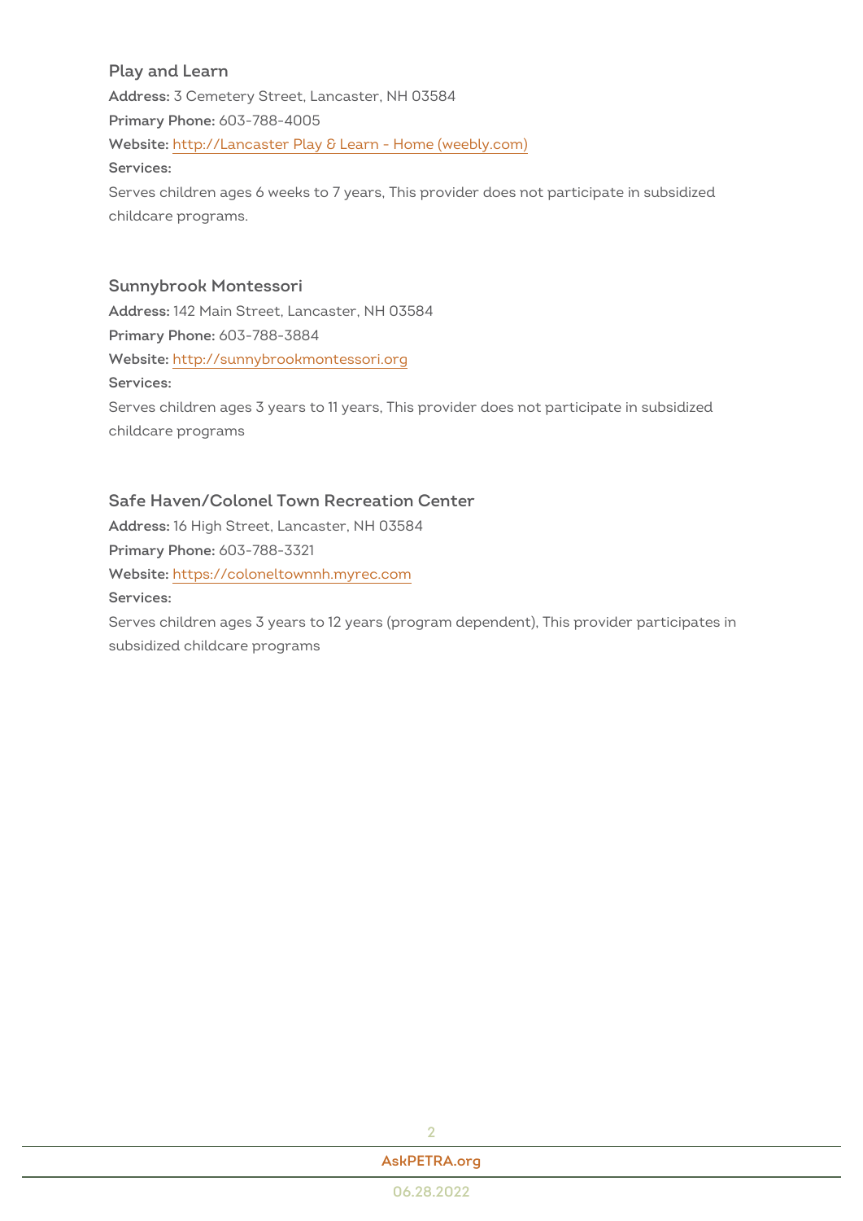## Play and Learn

**Address:** 3 Cemetery Street, Lancaster, NH 03584

**Primary Phone:** 603-788-4005

**Website:** http://Lancaster Play & Learn - Home (weebly.com)

**Services:**

Serves children ages 6 weeks to 7 years, This provider does not participate in subsidized childcare programs.

## Sunnybrook Montessori

**Address:** 142 Main Street, Lancaster, NH 03584

**Primary Phone:** 603-788-3884

**Website:** http://sunnybrookmontessori.org

**Services:**

Serves children ages 3 years to 11 years, This provider does not participate in subsidized childcare programs

## Safe Haven/Colonel Town Recreation Center

**Address:** 16 High Street, Lancaster, NH 03584

**Primary Phone:** 603-788-3321

**Website:** https://coloneltownnh.myrec.com

**Services:**

Serves children ages 3 years to 12 years (program dependent), This provider participates in subsidized childcare programs